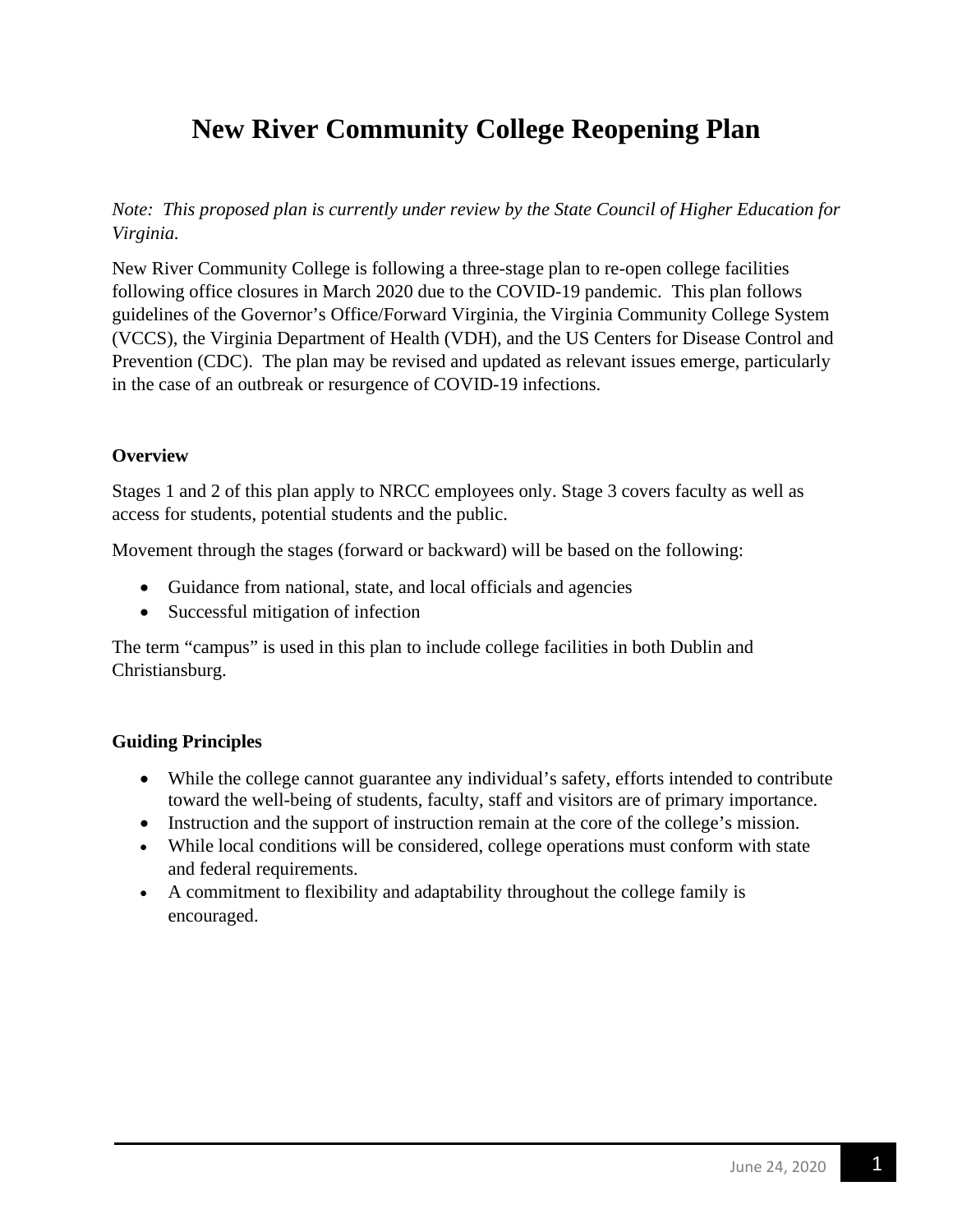# New River Community College Reopening Plan

*Note: This proposed plan is currently under review by the State Council of Higher Education for Virginia.*

New River Community College is following a three-stage plan to re-open college facilities following office closures in March 2020 due to the COVID-19 pandemic. This plan follows guidelines of the Governor's Office/Forward Virginia, the Virginia Community College System (VCCS), the Virginia Department of Health (VDH), and the US Centers for Disease Control and Prevention (CDC). The plan may be revised and updated as relevant issues emerge, particularly in the case of an outbreak or resurgence of COVID-19 infections.

**Overview**

Stages 1 and 2 of this plan apply to NRCC employees only. Stage 3 covers faculty as well as access for students, potential students and the public.

Movement through the stages (forward or backward) will be based on the following:

- Guidance from national, state, and local officials and agencies
- Successful mitigation of infection

The term "campus" is used in this plan to include college facilities in both Dublin and Christiansburg.

**Guiding Principles**

- While the college cannot guarantee any individual's safety, efforts intended to contribute toward the well-being of students, faculty, staff and visitors are of primary importance.
- Instruction and the support of instruction remain at the core of the college's mission.
- While local conditions will be considered, college operations must conform with state and federal requirements.
- A commitment to flexibility and adaptability throughout the college family is encouraged.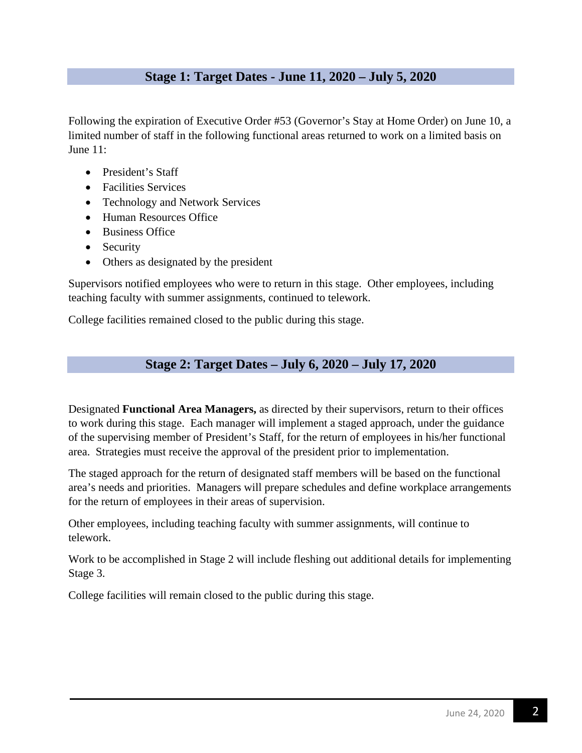## Stage 1: Target Dates - June 11, 2020 – July 5, 2020

Following the expiration of Executive Order #53 (Governor's Stay at Home Order) on June 10, a limited number of staff in the following functional areas returned to work on a limited basis on June 11:

- President's Staff
- Facilities Services
- Technology and Network Services
- Human Resources Office
- Business Office
- Security
- Others as designated by the president

Supervisors notified employees who were to return in this stage. Other employees, including teaching faculty with summer assignments, continued to telework.

College facilities remained closed to the public during this stage.

## Stage 2: Target Dates – July 6, 2020 – July 17, 2020

Designated **Functional Area Managers,** as directed by their supervisors, return to their offices to work during this stage. Each manager will implement a staged approach, under the guidance of the supervising member of President's Staff, for the return of employees in his/her functional area. Strategies must receive the approval of the president prior to implementation.

The staged approach for the return of designated staff members will be based on the functional area's needs and priorities. Managers will prepare schedules and define workplace arrangements for the return of employees in their areas of supervision.

Other employees, including teaching faculty with summer assignments, will continue to telework.

Work to be accomplished in Stage 2 will include fleshing out additional details for implementing Stage 3.

College facilities will remain closed to the public during this stage.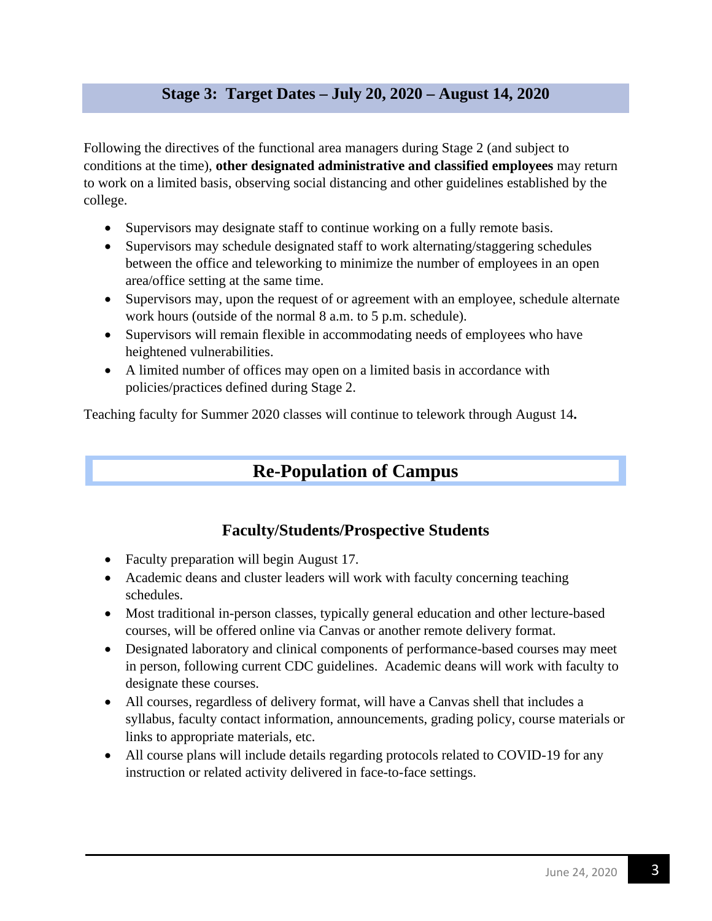## Stage 3: Target Dates – July 20, 2020 – August 14, 2020

Following the directives of the functional area managers during Stage 2 (and subject to conditions at the time), **other designated administrative and classified employees** may return to work on a limited basis, observing social distancing and other guidelines established by the college.

- Supervisors may designate staff to continue working on a fully remote basis.
- Supervisors may schedule designated staff to work alternating/staggering schedules between the office and teleworking to minimize the number of employees in an open area/office setting at the same time.
- Supervisors may, upon the request of or agreement with an employee, schedule alternate work hours (outside of the normal 8 a.m. to 5 p.m. schedule).
- Supervisors will remain flexible in accommodating needs of employees who have heightened vulnerabilities.
- A limited number of offices may open on a limited basis in accordance with policies/practices defined during Stage 2.

Teaching faculty for Summer 2020 classes will continue to telework through August 14**.**

# Re-Population of Campus

### Faculty/Students/Prospective Students

- Faculty preparation will begin August 17.
- Academic deans and cluster leaders will work with faculty concerning teaching schedules.
- Most traditional in-person classes, typically general education and other lecture-based courses, will be offered online via Canvas or another remote delivery format.
- Designated laboratory and clinical components of performance-based courses may meet in person, following current CDC guidelines. Academic deans will work with faculty to designate these courses.
- All courses, regardless of delivery format, will have a Canvas shell that includes a syllabus, faculty contact information, announcements, grading policy, course materials or links to appropriate materials, etc.
- All course plans will include details regarding protocols related to COVID-19 for any instruction or related activity delivered in face-to-face settings.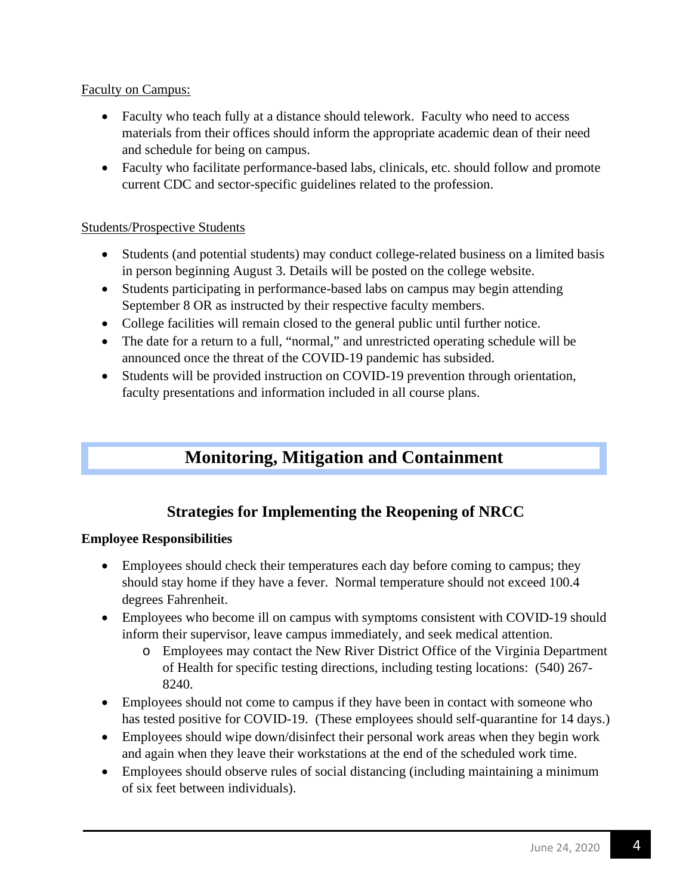Faculty on Campus:

- Faculty who teach fully at a distance should telework. Faculty who need to access materials from their offices should inform the appropriate academic dean of their need and schedule for being on campus.
- Faculty who facilitate performance-based labs, clinicals, etc. should follow and promote current CDC and sector-specific guidelines related to the profession.

Students/Prospective Students

- Students (and potential students) may conduct college-related business on a limited basis in person beginning August 3. Details will be posted on the college website.
- Students participating in performance-based labs on campus may begin attending September 8 OR as instructed by their respective faculty members.
- College facilities will remain closed to the general public until further notice.
- The date for a return to a full, "normal," and unrestricted operating schedule will be announced once the threat of the COVID-19 pandemic has subsided.
- Students will be provided instruction on COVID-19 prevention through orientation, faculty presentations and information included in all course plans.

# Monitoring, Mitigation and Containment

## Strategies for Implementing the Reopening of NRCC

**Employee Responsibilities**

- Employees should check their temperatures each day before coming to campus; they should stay home if they have a fever. Normal temperature should not exceed 100.4 degrees Fahrenheit.
- Employees who become ill on campus with symptoms consistent with COVID-19 should inform their supervisor, leave campus immediately, and seek medical attention.
  - Employees may contact the New River District Office of the Virginia Department of Health for specific testing directions, including testing locations: (540) 267-8240.
- Employees should not come to campus if they have been in contact with someone who has tested positive for COVID-19. (These employees should self-quarantine for 14 days.)
- Employees should wipe down/disinfect their personal work areas when they begin work and again when they leave their workstations at the end of the scheduled work time.
- Employees should observe rules of social distancing (including maintaining a minimum of six feet between individuals).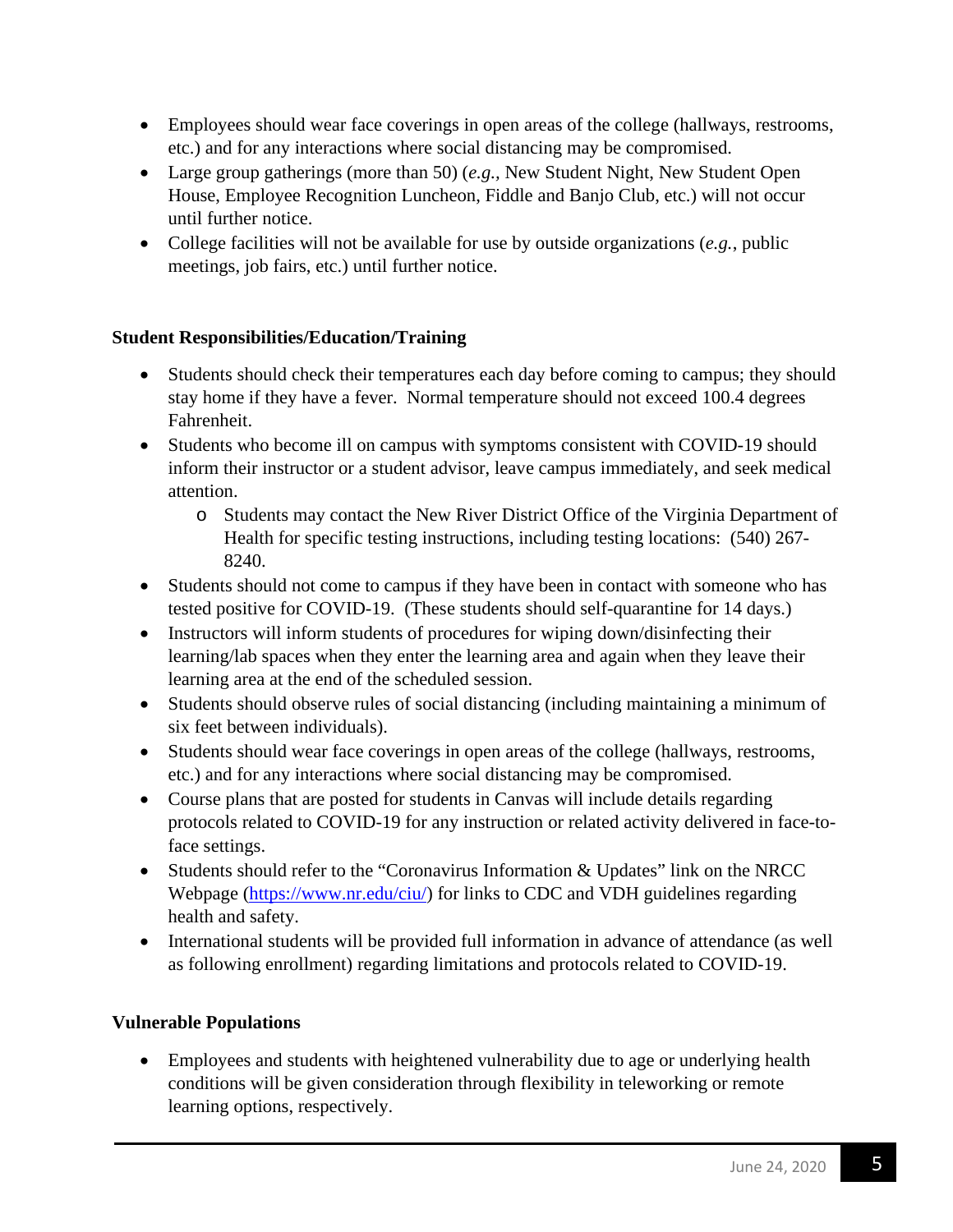- Employees should wear face coverings in open areas of the college (hallways, restrooms, etc.) and for any interactions where social distancing may be compromised.
- Large group gatherings (more than 50) (*e.g.,* New Student Night, New Student Open House, Employee Recognition Luncheon, Fiddle and Banjo Club, etc.) will not occur until further notice.
- College facilities will not be available for use by outside organizations (*e.g.*, public meetings, job fairs, etc.) until further notice.

**Student Responsibilities/Education/Training**

- Students should check their temperatures each day before coming to campus; they should stay home if they have a fever. Normal temperature should not exceed 100.4 degrees Fahrenheit.
- Students who become ill on campus with symptoms consistent with COVID-19 should inform their instructor or a student advisor, leave campus immediately, and seek medical attention.
    - Students may contact the New River District Office of the Virginia Department of Health for specific testing instructions, including testing locations: (540) 267-8240.
- Students should not come to campus if they have been in contact with someone who has tested positive for COVID-19. (These students should self-quarantine for 14 days.)
- Instructors will inform students of procedures for wiping down/disinfecting their learning/lab spaces when they enter the learning area and again when they leave their learning area at the end of the scheduled session.
- Students should observe rules of social distancing (including maintaining a minimum of six feet between individuals).
- Students should wear face coverings in open areas of the college (hallways, restrooms, etc.) and for any interactions where social distancing may be compromised.
- Course plans that are posted for students in Canvas will include details regarding protocols related to COVID-19 for any instruction or related activity delivered in face-to-face settings.
- Students should refer to the "Coronavirus Information & Updates" link on the NRCC Webpage (https://www.nr.edu/ciu/) for links to CDC and VDH guidelines regarding health and safety.
- International students will be provided full information in advance of attendance (as well as following enrollment) regarding limitations and protocols related to COVID-19.

**Vulnerable Populations**

- Employees and students with heightened vulnerability due to age or underlying health conditions will be given consideration through flexibility in teleworking or remote learning options, respectively.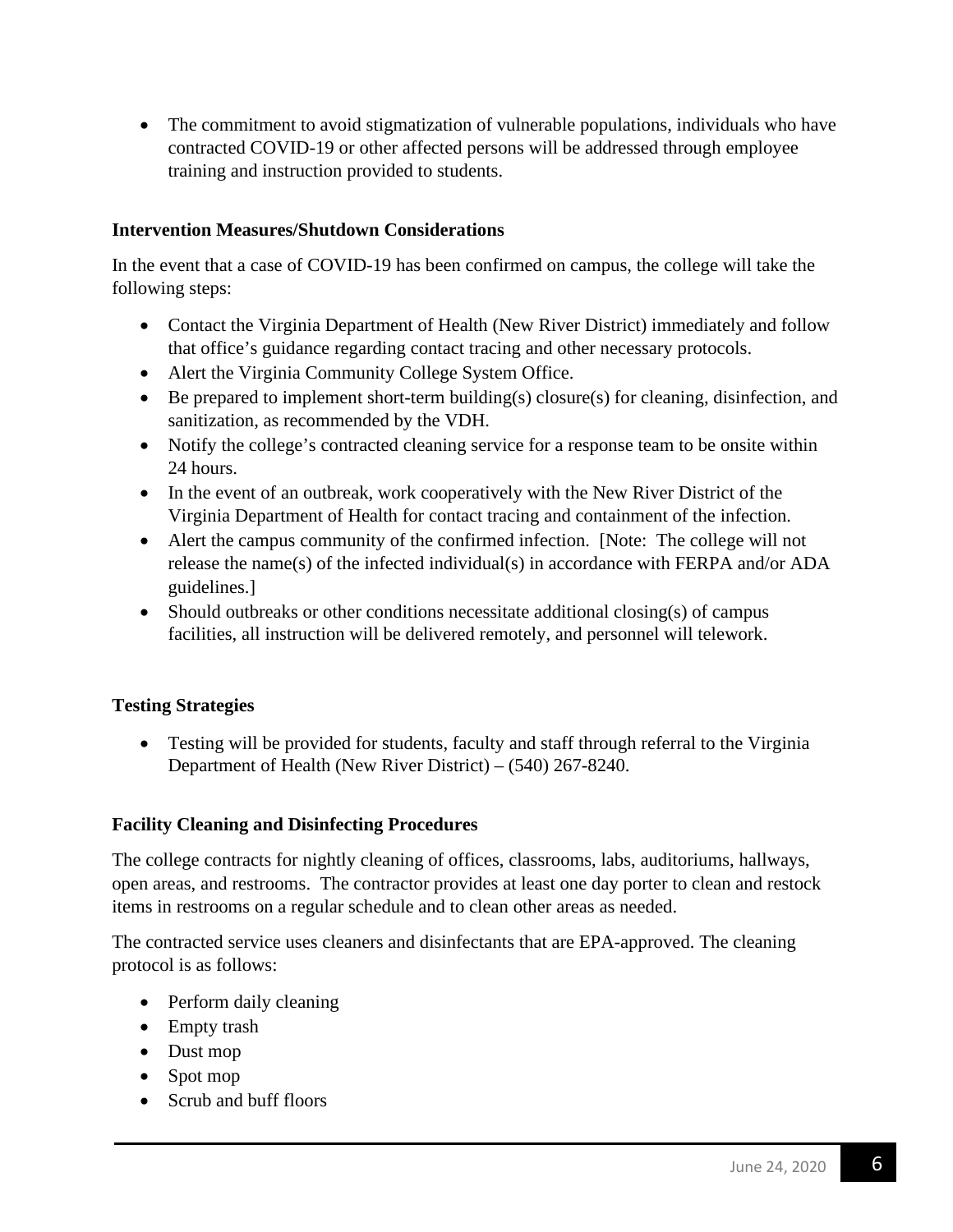- The commitment to avoid stigmatization of vulnerable populations, individuals who have contracted COVID-19 or other affected persons will be addressed through employee training and instruction provided to students.

**Intervention Measures/Shutdown Considerations**

In the event that a case of COVID-19 has been confirmed on campus, the college will take the following steps:

- Contact the Virginia Department of Health (New River District) immediately and follow that office's guidance regarding contact tracing and other necessary protocols.
- Alert the Virginia Community College System Office.
- Be prepared to implement short-term building(s) closure(s) for cleaning, disinfection, and sanitization, as recommended by the VDH.
- Notify the college's contracted cleaning service for a response team to be onsite within 24 hours.
- In the event of an outbreak, work cooperatively with the New River District of the Virginia Department of Health for contact tracing and containment of the infection.
- Alert the campus community of the confirmed infection. [Note: The college will not release the name(s) of the infected individual(s) in accordance with FERPA and/or ADA guidelines.]
- Should outbreaks or other conditions necessitate additional closing(s) of campus facilities, all instruction will be delivered remotely, and personnel will telework.

**Testing Strategies**

- Testing will be provided for students, faculty and staff through referral to the Virginia Department of Health (New River District) – (540) 267-8240.

**Facility Cleaning and Disinfecting Procedures**

The college contracts for nightly cleaning of offices, classrooms, labs, auditoriums, hallways, open areas, and restrooms. The contractor provides at least one day porter to clean and restock items in restrooms on a regular schedule and to clean other areas as needed.

The contracted service uses cleaners and disinfectants that are EPA-approved. The cleaning protocol is as follows:

- Perform daily cleaning
- Empty trash
- Dust mop
- Spot mop
- Scrub and buff floors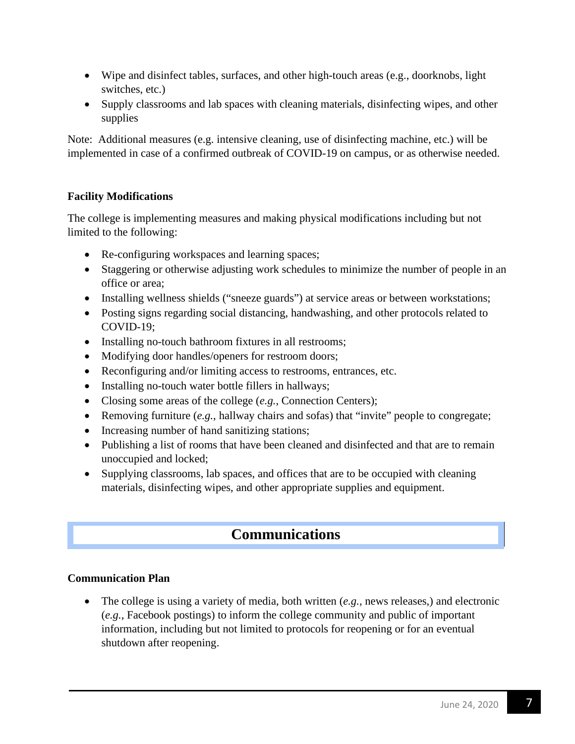- Wipe and disinfect tables, surfaces, and other high-touch areas (e.g., doorknobs, light switches, etc.)
- Supply classrooms and lab spaces with cleaning materials, disinfecting wipes, and other supplies

Note: Additional measures (e.g. intensive cleaning, use of disinfecting machine, etc.) will be implemented in case of a confirmed outbreak of COVID-19 on campus, or as otherwise needed.

**Facility Modifications**

The college is implementing measures and making physical modifications including but not limited to the following:

- Re-configuring workspaces and learning spaces;
- Staggering or otherwise adjusting work schedules to minimize the number of people in an office or area;
- Installing wellness shields ("sneeze guards") at service areas or between workstations;
- Posting signs regarding social distancing, handwashing, and other protocols related to COVID-19;
- Installing no-touch bathroom fixtures in all restrooms;
- Modifying door handles/openers for restroom doors;
- Reconfiguring and/or limiting access to restrooms, entrances, etc.
- Installing no-touch water bottle fillers in hallways;
- Closing some areas of the college (*e.g.*, Connection Centers);
- Removing furniture (*e.g.*, hallway chairs and sofas) that "invite" people to congregate;
- Increasing number of hand sanitizing stations;
- Publishing a list of rooms that have been cleaned and disinfected and that are to remain unoccupied and locked;
- Supplying classrooms, lab spaces, and offices that are to be occupied with cleaning materials, disinfecting wipes, and other appropriate supplies and equipment.

## Communications

**Communication Plan**

- The college is using a variety of media, both written (*e.g.*, news releases,) and electronic (*e.g.*, Facebook postings) to inform the college community and public of important information, including but not limited to protocols for reopening or for an eventual shutdown after reopening.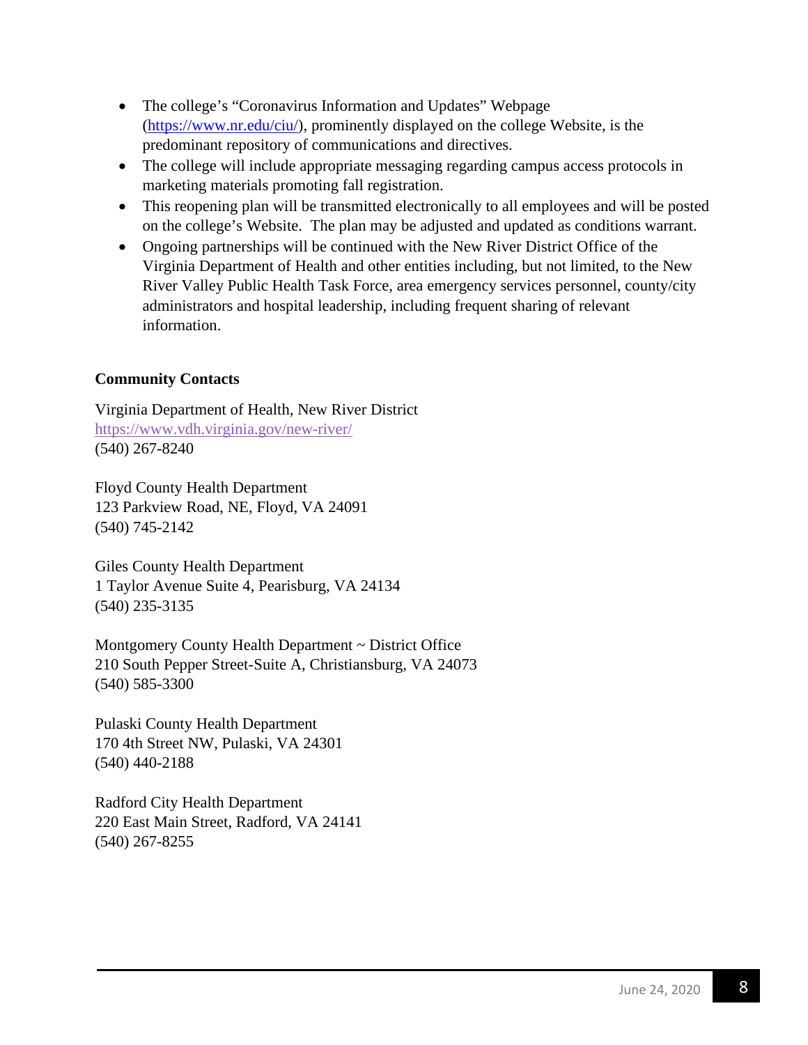- The college's "Coronavirus Information and Updates" Webpage (https://www.nr.edu/ciu/), prominently displayed on the college Website, is the predominant repository of communications and directives.
- The college will include appropriate messaging regarding campus access protocols in marketing materials promoting fall registration.
- This reopening plan will be transmitted electronically to all employees and will be posted on the college's Website. The plan may be adjusted and updated as conditions warrant.
- Ongoing partnerships will be continued with the New River District Office of the Virginia Department of Health and other entities including, but not limited, to the New River Valley Public Health Task Force, area emergency services personnel, county/city administrators and hospital leadership, including frequent sharing of relevant information.

**Community Contacts**

Virginia Department of Health, New River District
https://www.vdh.virginia.gov/new-river/
(540) 267-8240

Floyd County Health Department
123 Parkview Road, NE, Floyd, VA 24091
(540) 745-2142

Giles County Health Department
1 Taylor Avenue Suite 4, Pearisburg, VA 24134
(540) 235-3135

Montgomery County Health Department ~ District Office
210 South Pepper Street-Suite A, Christiansburg, VA 24073
(540) 585-3300

Pulaski County Health Department
170 4th Street NW, Pulaski, VA 24301
(540) 440-2188

Radford City Health Department
220 East Main Street, Radford, VA 24141
(540) 267-8255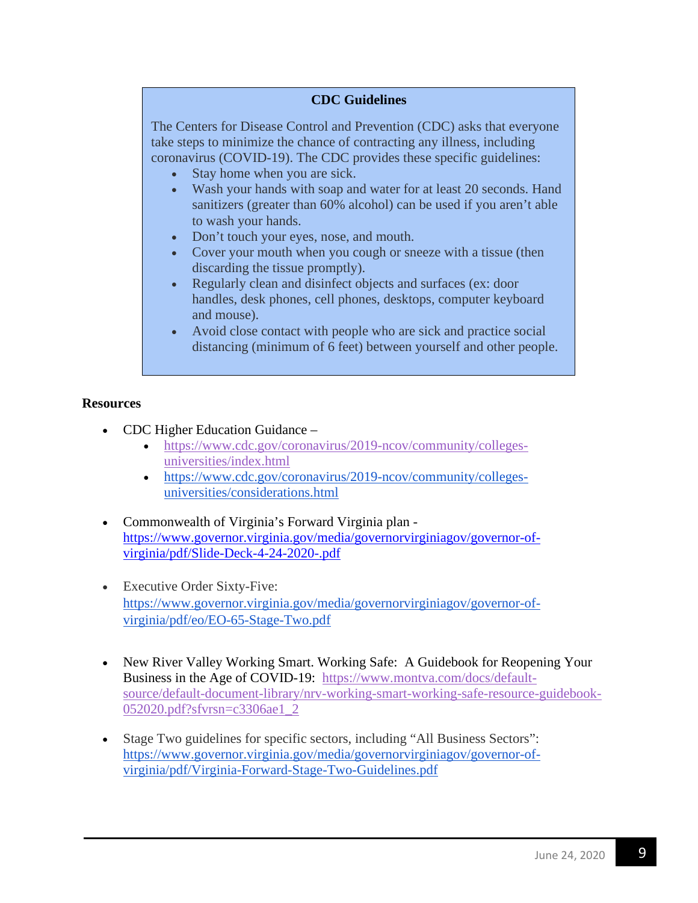**CDC Guidelines**

The Centers for Disease Control and Prevention (CDC) asks that everyone take steps to minimize the chance of contracting any illness, including coronavirus (COVID-19). The CDC provides these specific guidelines:

- Stay home when you are sick.
- Wash your hands with soap and water for at least 20 seconds. Hand sanitizers (greater than 60% alcohol) can be used if you aren't able to wash your hands.
- Don't touch your eyes, nose, and mouth.
- Cover your mouth when you cough or sneeze with a tissue (then discarding the tissue promptly).
- Regularly clean and disinfect objects and surfaces (ex: door handles, desk phones, cell phones, desktops, computer keyboard and mouse).
- Avoid close contact with people who are sick and practice social distancing (minimum of 6 feet) between yourself and other people.

**Resources**

- CDC Higher Education Guidance –
  - https://www.cdc.gov/coronavirus/2019-ncov/community/colleges-universities/index.html
  - https://www.cdc.gov/coronavirus/2019-ncov/community/colleges-universities/considerations.html
- Commonwealth of Virginia's Forward Virginia plan - https://www.governor.virginia.gov/media/governorvirginiagov/governor-of-virginia/pdf/Slide-Deck-4-24-2020-.pdf
- Executive Order Sixty-Five: https://www.governor.virginia.gov/media/governorvirginiagov/governor-of-virginia/pdf/eo/EO-65-Stage-Two.pdf
- New River Valley Working Smart. Working Safe: A Guidebook for Reopening Your Business in the Age of COVID-19: https://www.montva.com/docs/default-source/default-document-library/nrv-working-smart-working-safe-resource-guidebook-052020.pdf?sfvrsn=c3306ae1_2
- Stage Two guidelines for specific sectors, including "All Business Sectors": https://www.governor.virginia.gov/media/governorvirginiagov/governor-of-virginia/pdf/Virginia-Forward-Stage-Two-Guidelines.pdf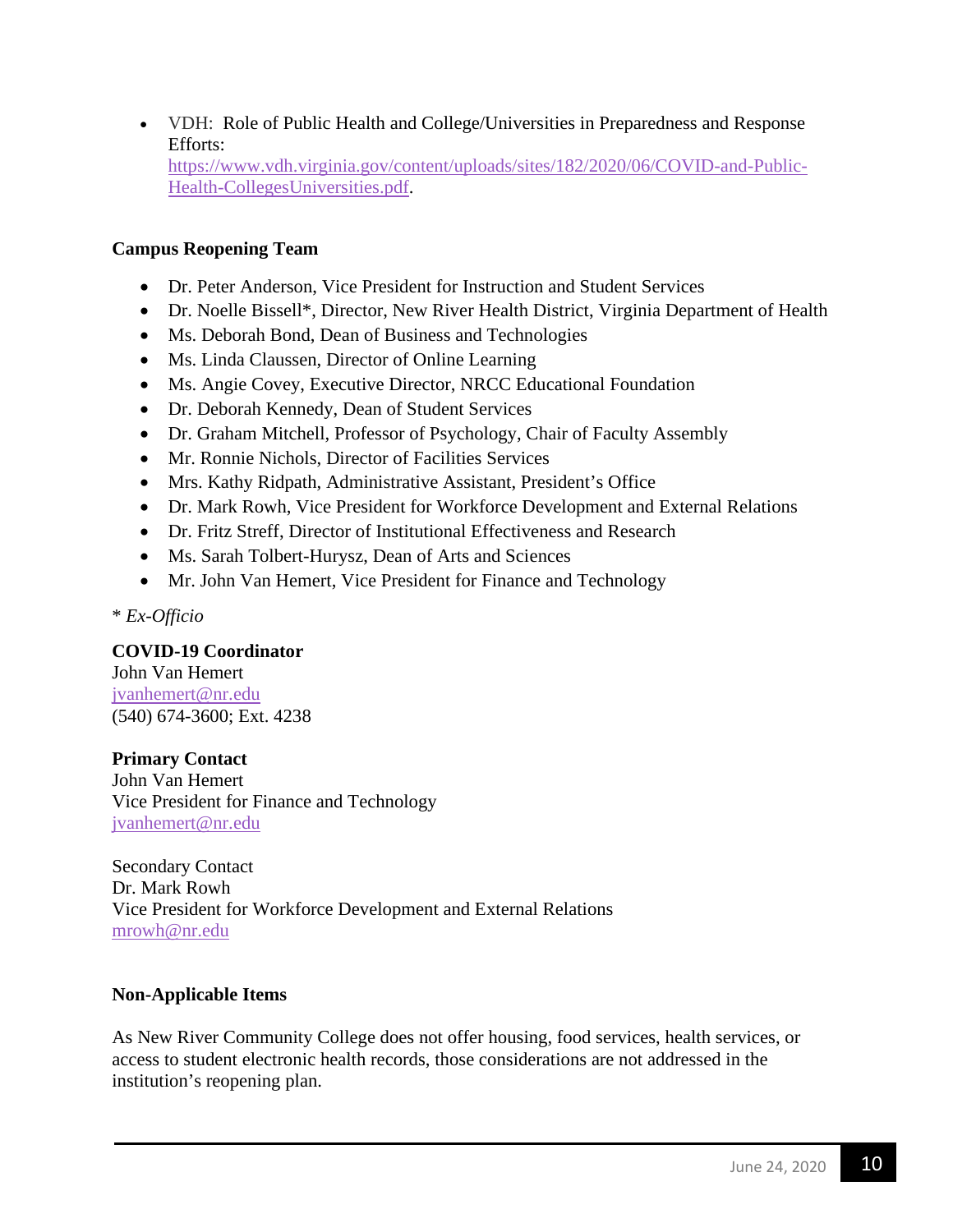- VDH: Role of Public Health and College/Universities in Preparedness and Response Efforts: [https://www.vdh.virginia.gov/content/uploads/sites/182/2020/06/COVID-and-Public-Health-CollegesUniversities.pdf](https://www.vdh.virginia.gov/content/uploads/sites/182/2020/06/COVID-and-Public-Health-CollegesUniversities.pdf).

**Campus Reopening Team**

- Dr. Peter Anderson, Vice President for Instruction and Student Services
- Dr. Noelle Bissell*, Director, New River Health District, Virginia Department of Health
- Ms. Deborah Bond, Dean of Business and Technologies
- Ms. Linda Claussen, Director of Online Learning
- Ms. Angie Covey, Executive Director, NRCC Educational Foundation
- Dr. Deborah Kennedy, Dean of Student Services
- Dr. Graham Mitchell, Professor of Psychology, Chair of Faculty Assembly
- Mr. Ronnie Nichols, Director of Facilities Services
- Mrs. Kathy Ridpath, Administrative Assistant, President's Office
- Dr. Mark Rowh, Vice President for Workforce Development and External Relations
- Dr. Fritz Streff, Director of Institutional Effectiveness and Research
- Ms. Sarah Tolbert-Hurysz, Dean of Arts and Sciences
- Mr. John Van Hemert, Vice President for Finance and Technology

\* *Ex-Officio*

**COVID-19 Coordinator**
John Van Hemert
jvanhemert@nr.edu
(540) 674-3600; Ext. 4238

**Primary Contact**
John Van Hemert
Vice President for Finance and Technology
jvanhemert@nr.edu

Secondary Contact
Dr. Mark Rowh
Vice President for Workforce Development and External Relations
mrowh@nr.edu

**Non-Applicable Items**

As New River Community College does not offer housing, food services, health services, or access to student electronic health records, those considerations are not addressed in the institution's reopening plan.